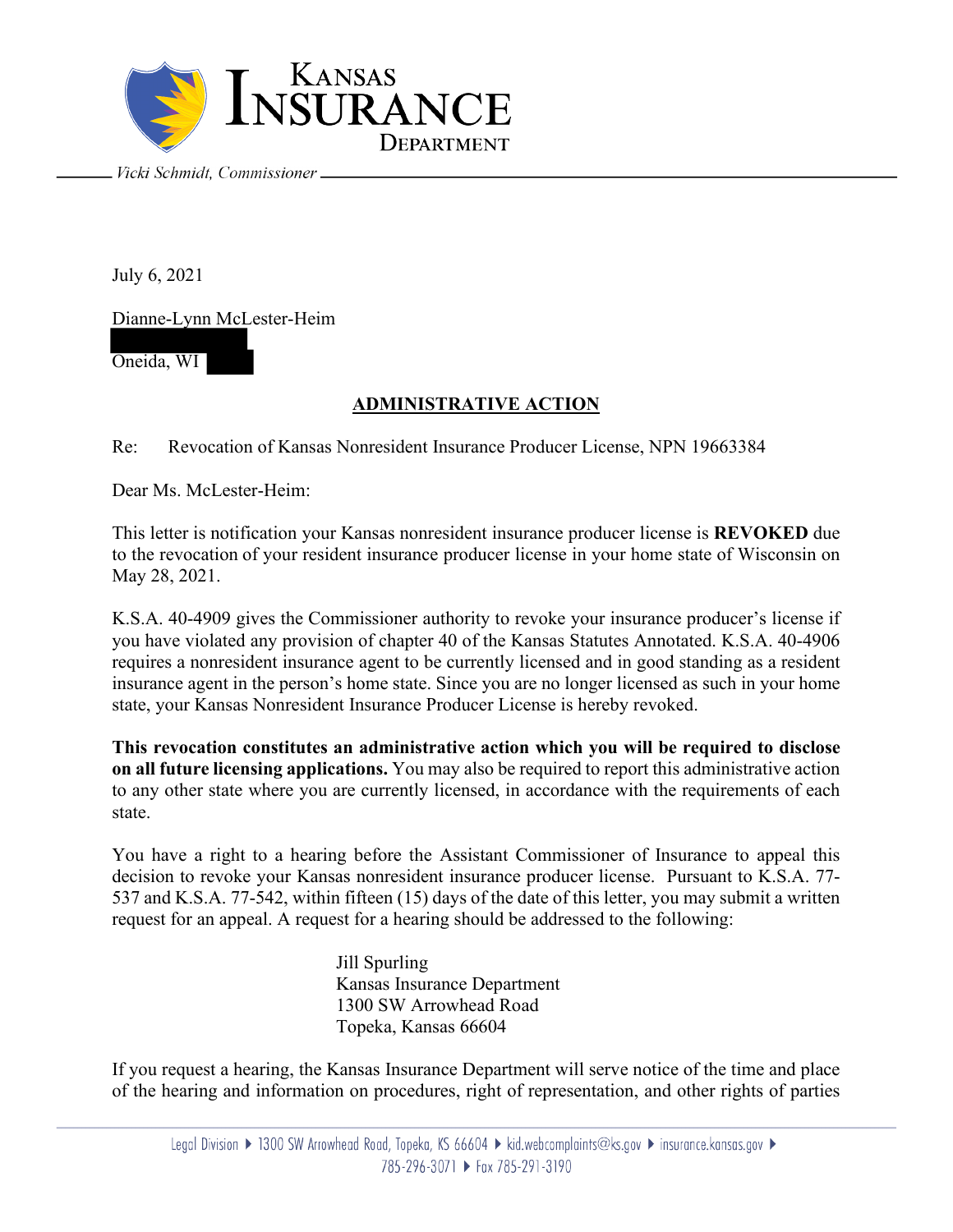KANSAS INSURANCE DEPARTMENT

*Vicki Schmidt, Commissioner*

July 6, 2021

Dianne-Lynn McLester-Heim

Oneida, WI

## ADMINISTRATIVE ACTION

Re: Revocation of Kansas Nonresident Insurance Producer License, NPN 19663384

Dear Ms. McLester-Heim:

This letter is notification your Kansas nonresident insurance producer license is **REVOKED** due to the revocation of your resident insurance producer license in your home state of Wisconsin on May 28, 2021.

K.S.A. 40-4909 gives the Commissioner authority to revoke your insurance producer's license if you have violated any provision of chapter 40 of the Kansas Statutes Annotated. K.S.A. 40-4906 requires a nonresident insurance agent to be currently licensed and in good standing as a resident insurance agent in the person's home state. Since you are no longer licensed as such in your home state, your Kansas Nonresident Insurance Producer License is hereby revoked.

**This revocation constitutes an administrative action which you will be required to disclose on all future licensing applications.** You may also be required to report this administrative action to any other state where you are currently licensed, in accordance with the requirements of each state.

You have a right to a hearing before the Assistant Commissioner of Insurance to appeal this decision to revoke your Kansas nonresident insurance producer license. Pursuant to K.S.A. 77-537 and K.S.A. 77-542, within fifteen (15) days of the date of this letter, you may submit a written request for an appeal. A request for a hearing should be addressed to the following:

Jill Spurling  
Kansas Insurance Department  
1300 SW Arrowhead Road  
Topeka, Kansas 66604

If you request a hearing, the Kansas Insurance Department will serve notice of the time and place of the hearing and information on procedures, right of representation, and other rights of parties

Legal Division ▸ 1300 SW Arrowhead Road, Topeka, KS 66604 ▸ kid.webcomplaints@ks.gov ▸ insurance.kansas.gov ▸ 785-296-3071 ▸ Fax 785-291-3190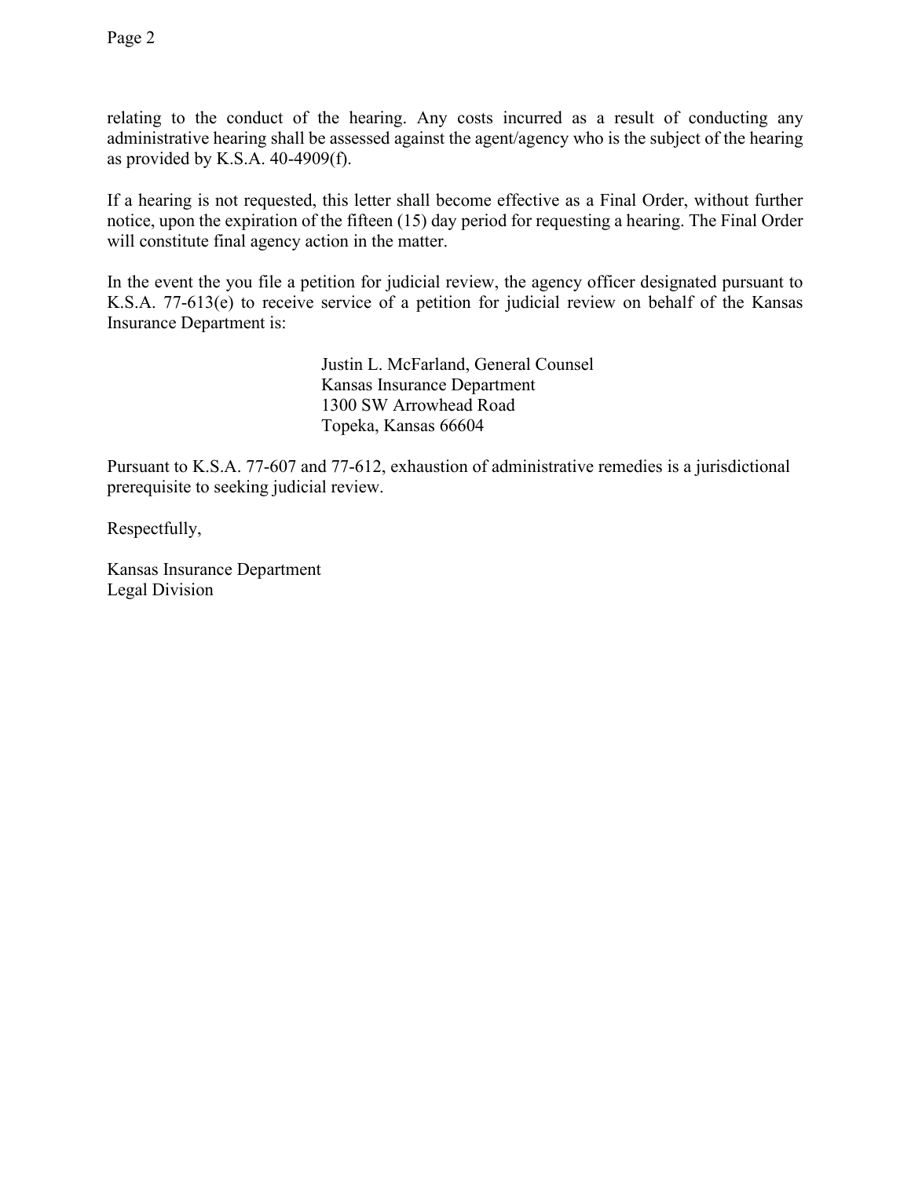relating to the conduct of the hearing. Any costs incurred as a result of conducting any administrative hearing shall be assessed against the agent/agency who is the subject of the hearing as provided by K.S.A. 40-4909(f).

If a hearing is not requested, this letter shall become effective as a Final Order, without further notice, upon the expiration of the fifteen (15) day period for requesting a hearing. The Final Order will constitute final agency action in the matter.

In the event the you file a petition for judicial review, the agency officer designated pursuant to K.S.A. 77-613(e) to receive service of a petition for judicial review on behalf of the Kansas Insurance Department is:

Justin L. McFarland, General Counsel
Kansas Insurance Department
1300 SW Arrowhead Road
Topeka, Kansas 66604

Pursuant to K.S.A. 77-607 and 77-612, exhaustion of administrative remedies is a jurisdictional prerequisite to seeking judicial review.

Respectfully,

Kansas Insurance Department
Legal Division